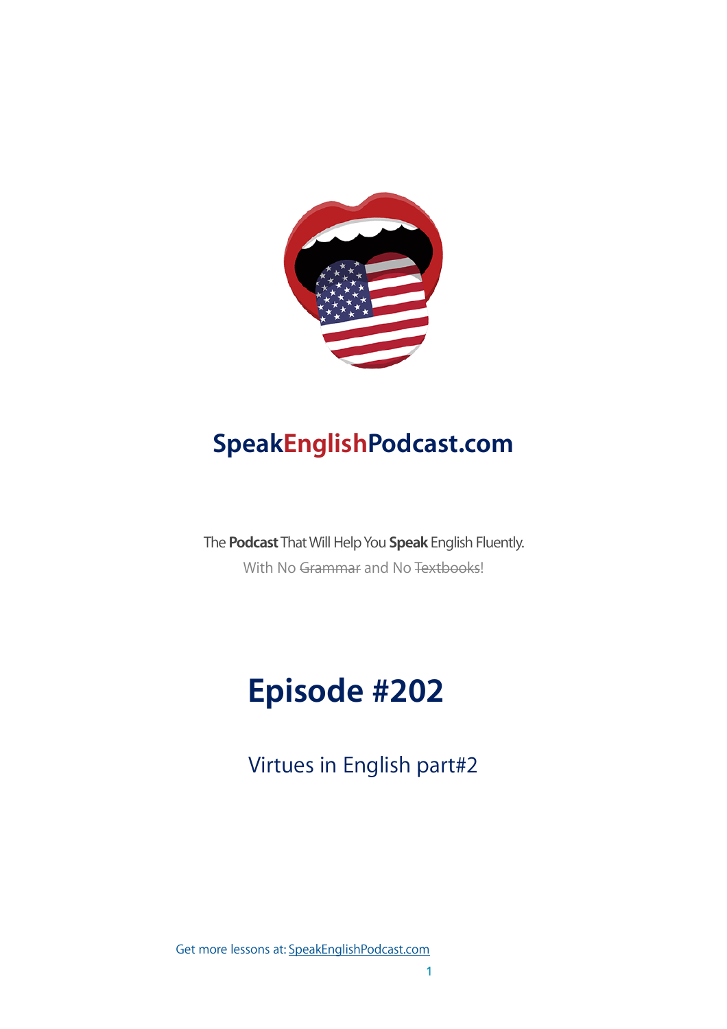# SpeakEnglishPodcast.com

The **Podcast** That Will Help You **Speak** English Fluently.

With No ~~Grammar~~ and No ~~Textbooks~~!

# Episode #202

## Virtues in English part#2

Get more lessons at: [SpeakEnglishPodcast.com](SpeakEnglishPodcast.com)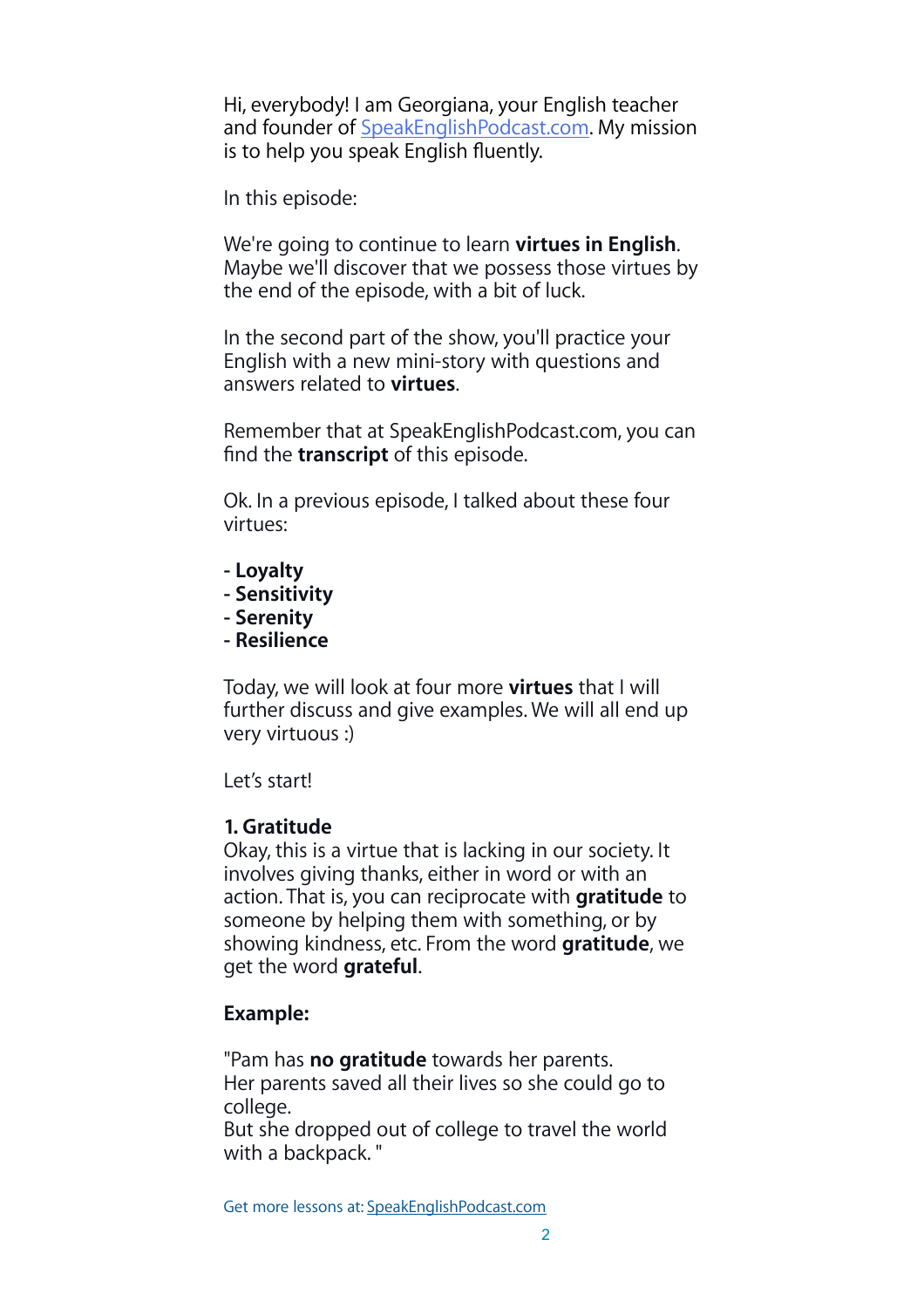Hi, everybody! I am Georgiana, your English teacher and founder of [SpeakEnglishPodcast.com](SpeakEnglishPodcast.com). My mission is to help you speak English fluently.

In this episode:

We're going to continue to learn **virtues in English**. Maybe we'll discover that we possess those virtues by the end of the episode, with a bit of luck.

In the second part of the show, you'll practice your English with a new mini-story with questions and answers related to **virtues**.

Remember that at SpeakEnglishPodcast.com, you can find the **transcript** of this episode.

Ok. In a previous episode, I talked about these four virtues:

- **Loyalty**
- **Sensitivity**
- **Serenity**
- **Resilience**

Today, we will look at four more **virtues** that I will further discuss and give examples. We will all end up very virtuous :)

Let's start!

**1. Gratitude**

Okay, this is a virtue that is lacking in our society. It involves giving thanks, either in word or with an action. That is, you can reciprocate with **gratitude** to someone by helping them with something, or by showing kindness, etc. From the word **gratitude**, we get the word **grateful**.

**Example:**

"Pam has **no gratitude** towards her parents.
Her parents saved all their lives so she could go to college.
But she dropped out of college to travel the world with a backpack. "

Get more lessons at: [SpeakEnglishPodcast.com](SpeakEnglishPodcast.com)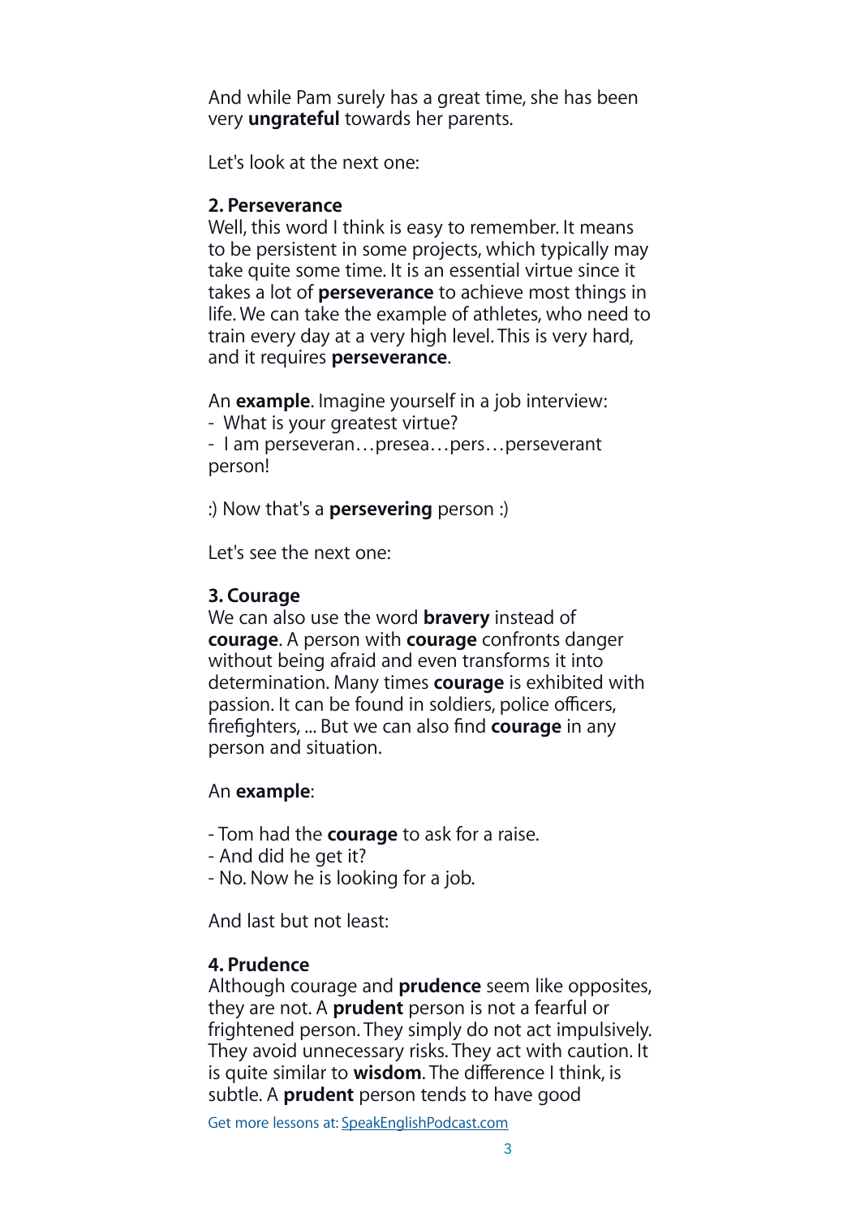And while Pam surely has a great time, she has been very **ungrateful** towards her parents.

Let's look at the next one:

### 2. Perseverance

Well, this word I think is easy to remember. It means to be persistent in some projects, which typically may take quite some time. It is an essential virtue since it takes a lot of **perseverance** to achieve most things in life. We can take the example of athletes, who need to train every day at a very high level. This is very hard, and it requires **perseverance**.

An **example**. Imagine yourself in a job interview:
- What is your greatest virtue?
- I am perseveran…presea…pers…perseverant person!

:) Now that's a **persevering** person :)

Let's see the next one:

### 3. Courage

We can also use the word **bravery** instead of **courage**. A person with **courage** confronts danger without being afraid and even transforms it into determination. Many times **courage** is exhibited with passion. It can be found in soldiers, police officers, firefighters, ... But we can also find **courage** in any person and situation.

An **example**:

- Tom had the **courage** to ask for a raise.
- And did he get it?
- No. Now he is looking for a job.

And last but not least:

### 4. Prudence

Although courage and **prudence** seem like opposites, they are not. A **prudent** person is not a fearful or frightened person. They simply do not act impulsively. They avoid unnecessary risks. They act with caution. It is quite similar to **wisdom**. The difference I think, is subtle. A **prudent** person tends to have good

Get more lessons at: SpeakEnglishPodcast.com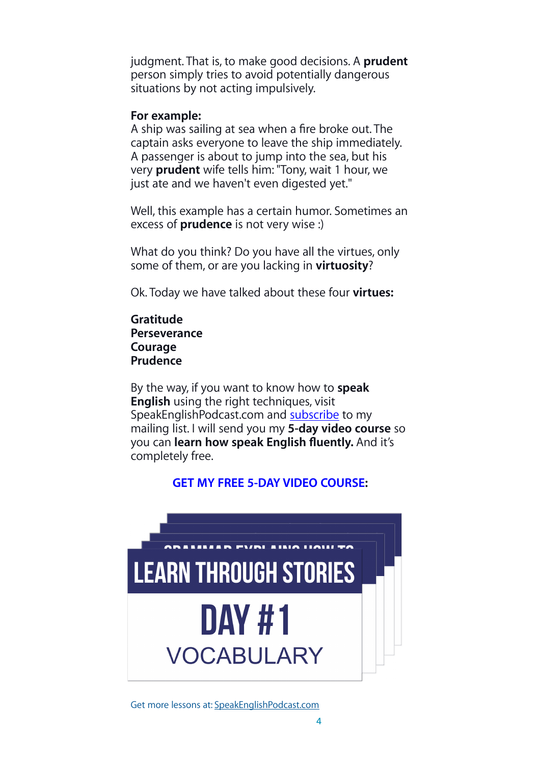judgment. That is, to make good decisions. A **prudent** person simply tries to avoid potentially dangerous situations by not acting impulsively.

**For example:**
A ship was sailing at sea when a fire broke out. The captain asks everyone to leave the ship immediately. A passenger is about to jump into the sea, but his very **prudent** wife tells him: "Tony, wait 1 hour, we just ate and we haven't even digested yet."

Well, this example has a certain humor. Sometimes an excess of **prudence** is not very wise :)

What do you think? Do you have all the virtues, only some of them, or are you lacking in **virtuosity**?

Ok. Today we have talked about these four **virtues:**

**Gratitude**
**Perseverance**
**Courage**
**Prudence**

By the way, if you want to know how to **speak English** using the right techniques, visit SpeakEnglishPodcast.com and subscribe to my mailing list. I will send you my **5-day video course** so you can **learn how speak English fluently.** And it's completely free.

**GET MY FREE 5-DAY VIDEO COURSE:**

LEARN THROUGH STORIES

DAY #1

VOCABULARY

Get more lessons at: SpeakEnglishPodcast.com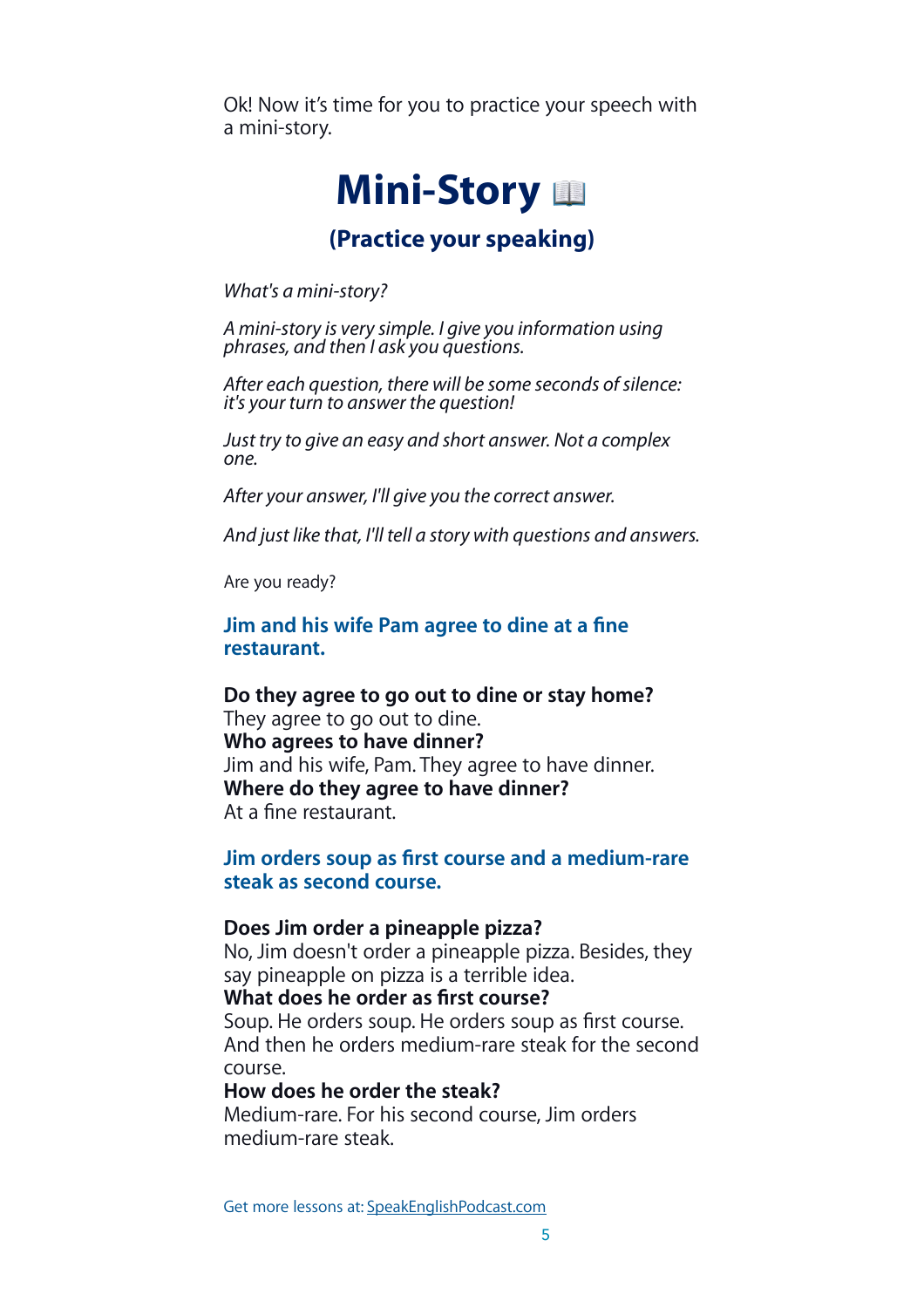Ok! Now it's time for you to practice your speech with a mini-story.

# Mini-Story 📖

## (Practice your speaking)

*What's a mini-story?*

*A mini-story is very simple. I give you information using phrases, and then I ask you questions.*

*After each question, there will be some seconds of silence: it's your turn to answer the question!*

*Just try to give an easy and short answer. Not a complex one.*

*After your answer, I'll give you the correct answer.*

*And just like that, I'll tell a story with questions and answers.*

Are you ready?

### Jim and his wife Pam agree to dine at a fine restaurant.

**Do they agree to go out to dine or stay home?**
They agree to go out to dine.
**Who agrees to have dinner?**
Jim and his wife, Pam. They agree to have dinner.
**Where do they agree to have dinner?**
At a fine restaurant.

### Jim orders soup as first course and a medium-rare steak as second course.

**Does Jim order a pineapple pizza?**
No, Jim doesn't order a pineapple pizza. Besides, they say pineapple on pizza is a terrible idea.
**What does he order as first course?**
Soup. He orders soup. He orders soup as first course. And then he orders medium-rare steak for the second course.
**How does he order the steak?**
Medium-rare. For his second course, Jim orders medium-rare steak.

Get more lessons at: SpeakEnglishPodcast.com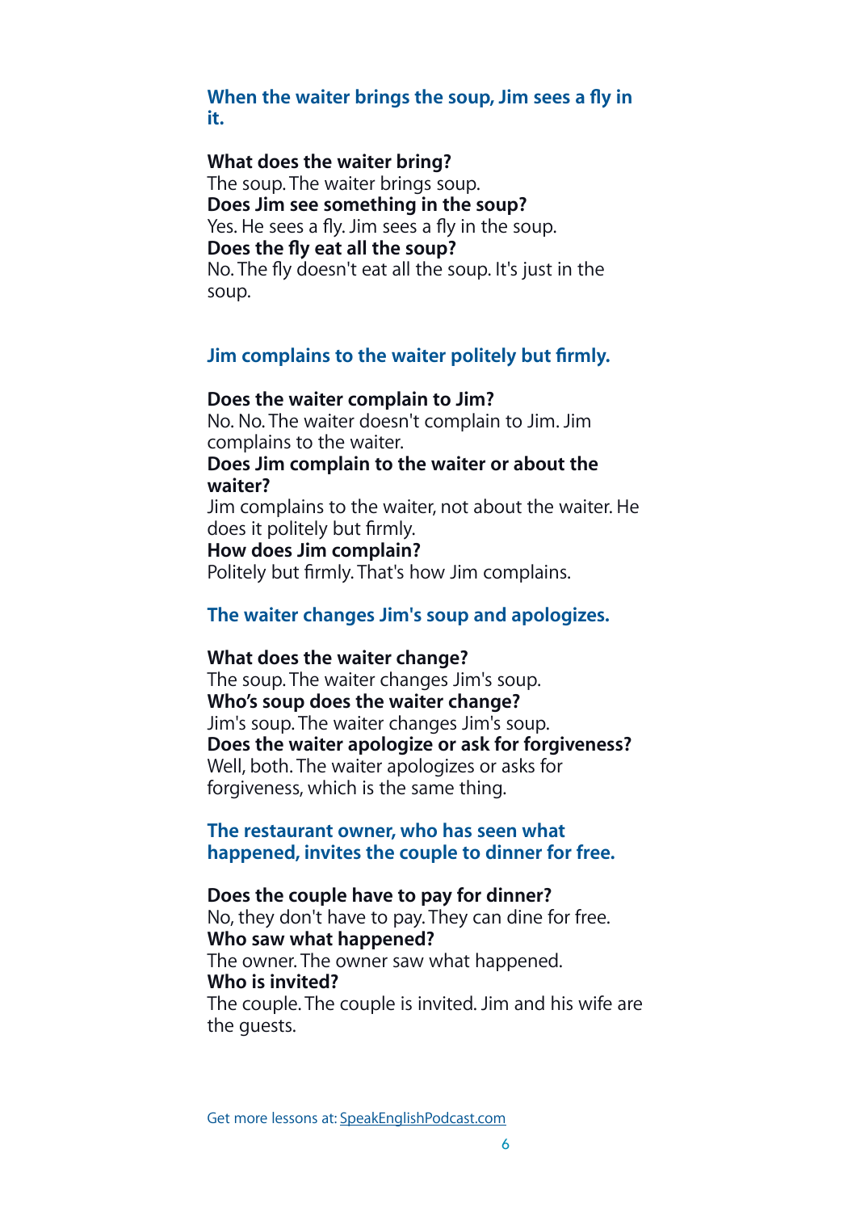### When the waiter brings the soup, Jim sees a fly in it.

**What does the waiter bring?**
The soup. The waiter brings soup.
**Does Jim see something in the soup?**
Yes. He sees a fly. Jim sees a fly in the soup.
**Does the fly eat all the soup?**
No. The fly doesn't eat all the soup. It's just in the soup.

### Jim complains to the waiter politely but firmly.

**Does the waiter complain to Jim?**
No. No. The waiter doesn't complain to Jim. Jim complains to the waiter.
**Does Jim complain to the waiter or about the waiter?**
Jim complains to the waiter, not about the waiter. He does it politely but firmly.
**How does Jim complain?**
Politely but firmly. That's how Jim complains.

### The waiter changes Jim's soup and apologizes.

**What does the waiter change?**
The soup. The waiter changes Jim's soup.
**Who's soup does the waiter change?**
Jim's soup. The waiter changes Jim's soup.
**Does the waiter apologize or ask for forgiveness?**
Well, both. The waiter apologizes or asks for forgiveness, which is the same thing.

### The restaurant owner, who has seen what happened, invites the couple to dinner for free.

**Does the couple have to pay for dinner?**
No, they don't have to pay. They can dine for free.
**Who saw what happened?**
The owner. The owner saw what happened.
**Who is invited?**
The couple. The couple is invited. Jim and his wife are the guests.

Get more lessons at: SpeakEnglishPodcast.com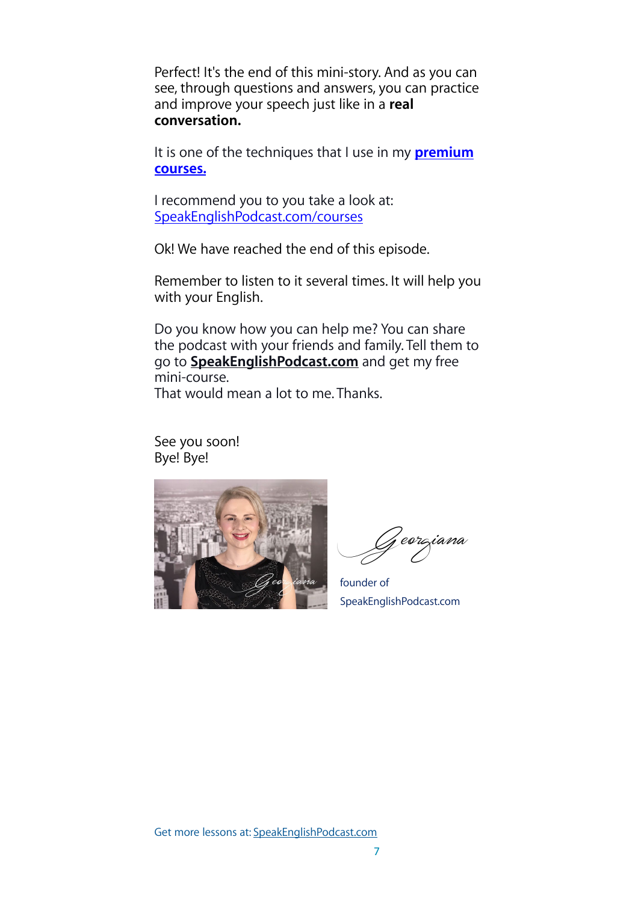Perfect! It's the end of this mini-story. And as you can see, through questions and answers, you can practice and improve your speech just like in a **real conversation.**

It is one of the techniques that I use in my **premium courses.**

I recommend you to you take a look at: SpeakEnglishPodcast.com/courses

Ok! We have reached the end of this episode.

Remember to listen to it several times. It will help you with your English.

Do you know how you can help me? You can share the podcast with your friends and family. Tell them to go to **SpeakEnglishPodcast.com** and get my free mini-course.
That would mean a lot to me. Thanks.

See you soon!
Bye! Bye!

Georgiana

founder of
SpeakEnglishPodcast.com